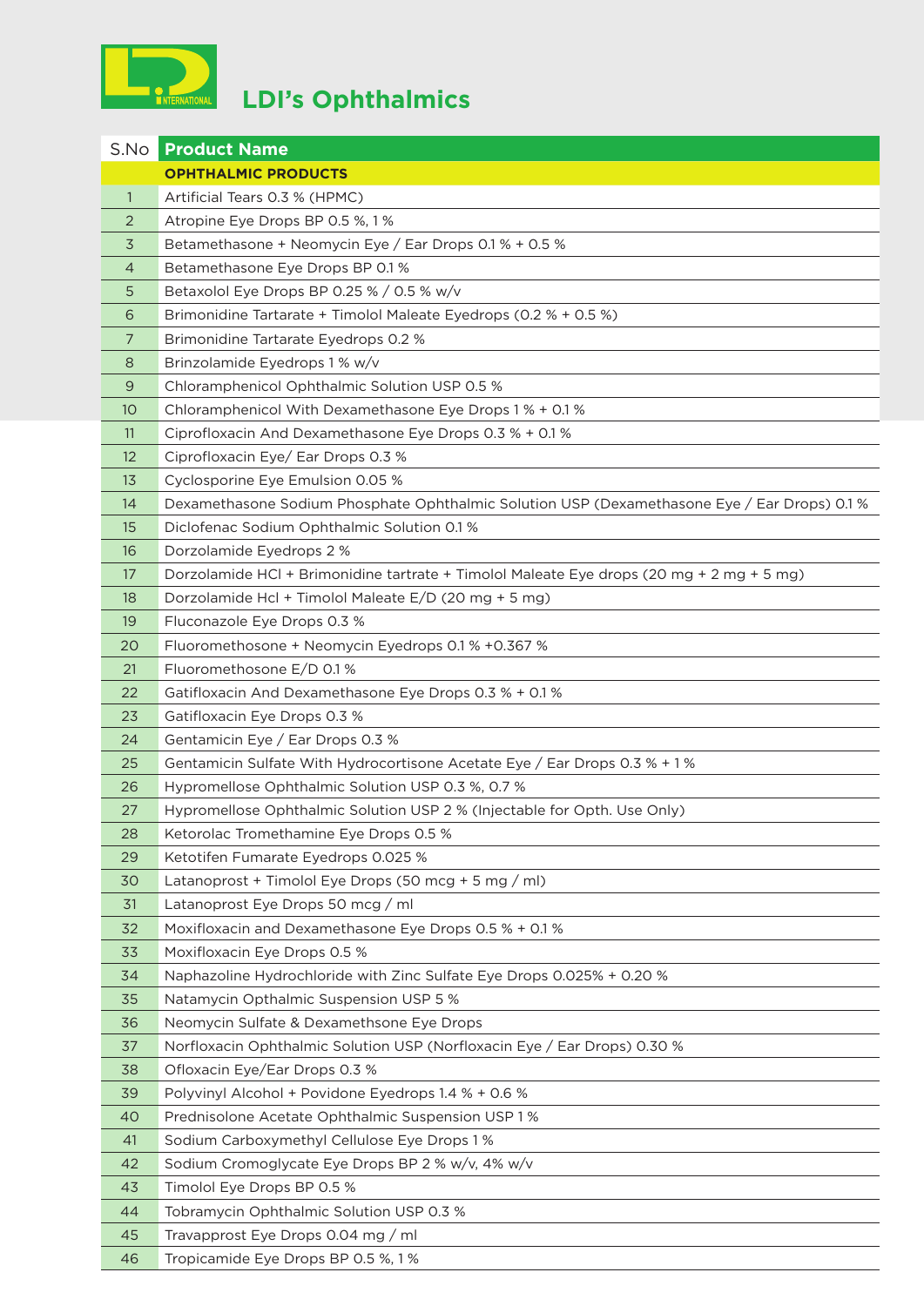# LDI's Ophthalmics

| S.No | Product Name |
|---|---|
| | **OPHTHALMIC PRODUCTS** |
| 1 | Artificial Tears 0.3 % (HPMC) |
| 2 | Atropine Eye Drops BP 0.5 %, 1 % |
| 3 | Betamethasone + Neomycin Eye / Ear Drops 0.1 % + 0.5 % |
| 4 | Betamethasone Eye Drops BP 0.1 % |
| 5 | Betaxolol Eye Drops BP 0.25 % / 0.5 % w/v |
| 6 | Brimonidine Tartarate + Timolol Maleate Eyedrops (0.2 % + 0.5 %) |
| 7 | Brimonidine Tartarate Eyedrops 0.2 % |
| 8 | Brinzolamide Eyedrops 1 % w/v |
| 9 | Chloramphenicol Ophthalmic Solution USP 0.5 % |
| 10 | Chloramphenicol With Dexamethasone Eye Drops 1 % + 0.1 % |
| 11 | Ciprofloxacin And Dexamethasone Eye Drops 0.3 % + 0.1 % |
| 12 | Ciprofloxacin Eye/ Ear Drops 0.3 % |
| 13 | Cyclosporine Eye Emulsion 0.05 % |
| 14 | Dexamethasone Sodium Phosphate Ophthalmic Solution USP (Dexamethasone Eye / Ear Drops) 0.1 % |
| 15 | Diclofenac Sodium Ophthalmic Solution 0.1 % |
| 16 | Dorzolamide Eyedrops 2 % |
| 17 | Dorzolamide HCl + Brimonidine tartrate + Timolol Maleate Eye drops (20 mg + 2 mg + 5 mg) |
| 18 | Dorzolamide Hcl + Timolol Maleate E/D (20 mg + 5 mg) |
| 19 | Fluconazole Eye Drops 0.3 % |
| 20 | Fluoromethosone + Neomycin Eyedrops 0.1 % +0.367 % |
| 21 | Fluoromethosone E/D 0.1 % |
| 22 | Gatifloxacin And Dexamethasone Eye Drops 0.3 % + 0.1 % |
| 23 | Gatifloxacin Eye Drops 0.3 % |
| 24 | Gentamicin Eye / Ear Drops 0.3 % |
| 25 | Gentamicin Sulfate With Hydrocortisone Acetate Eye / Ear Drops 0.3 % + 1 % |
| 26 | Hypromellose Ophthalmic Solution USP 0.3 %, 0.7 % |
| 27 | Hypromellose Ophthalmic Solution USP 2 % (Injectable for Opth. Use Only) |
| 28 | Ketorolac Tromethamine Eye Drops 0.5 % |
| 29 | Ketotifen Fumarate Eyedrops 0.025 % |
| 30 | Latanoprost + Timolol Eye Drops (50 mcg + 5 mg / ml) |
| 31 | Latanoprost Eye Drops 50 mcg / ml |
| 32 | Moxifloxacin and Dexamethasone Eye Drops 0.5 % + 0.1 % |
| 33 | Moxifloxacin Eye Drops 0.5 % |
| 34 | Naphazoline Hydrochloride with Zinc Sulfate Eye Drops 0.025% + 0.20 % |
| 35 | Natamycin Opthalmic Suspension USP 5 % |
| 36 | Neomycin Sulfate & Dexamethsone Eye Drops |
| 37 | Norfloxacin Ophthalmic Solution USP (Norfloxacin Eye / Ear Drops) 0.30 % |
| 38 | Ofloxacin Eye/Ear Drops 0.3 % |
| 39 | Polyvinyl Alcohol + Povidone Eyedrops 1.4 % + 0.6 % |
| 40 | Prednisolone Acetate Ophthalmic Suspension USP 1 % |
| 41 | Sodium Carboxymethyl Cellulose Eye Drops 1 % |
| 42 | Sodium Cromoglycate Eye Drops BP 2 % w/v, 4% w/v |
| 43 | Timolol Eye Drops BP 0.5 % |
| 44 | Tobramycin Ophthalmic Solution USP 0.3 % |
| 45 | Travapprost Eye Drops 0.04 mg / ml |
| 46 | Tropicamide Eye Drops BP 0.5 %, 1 % |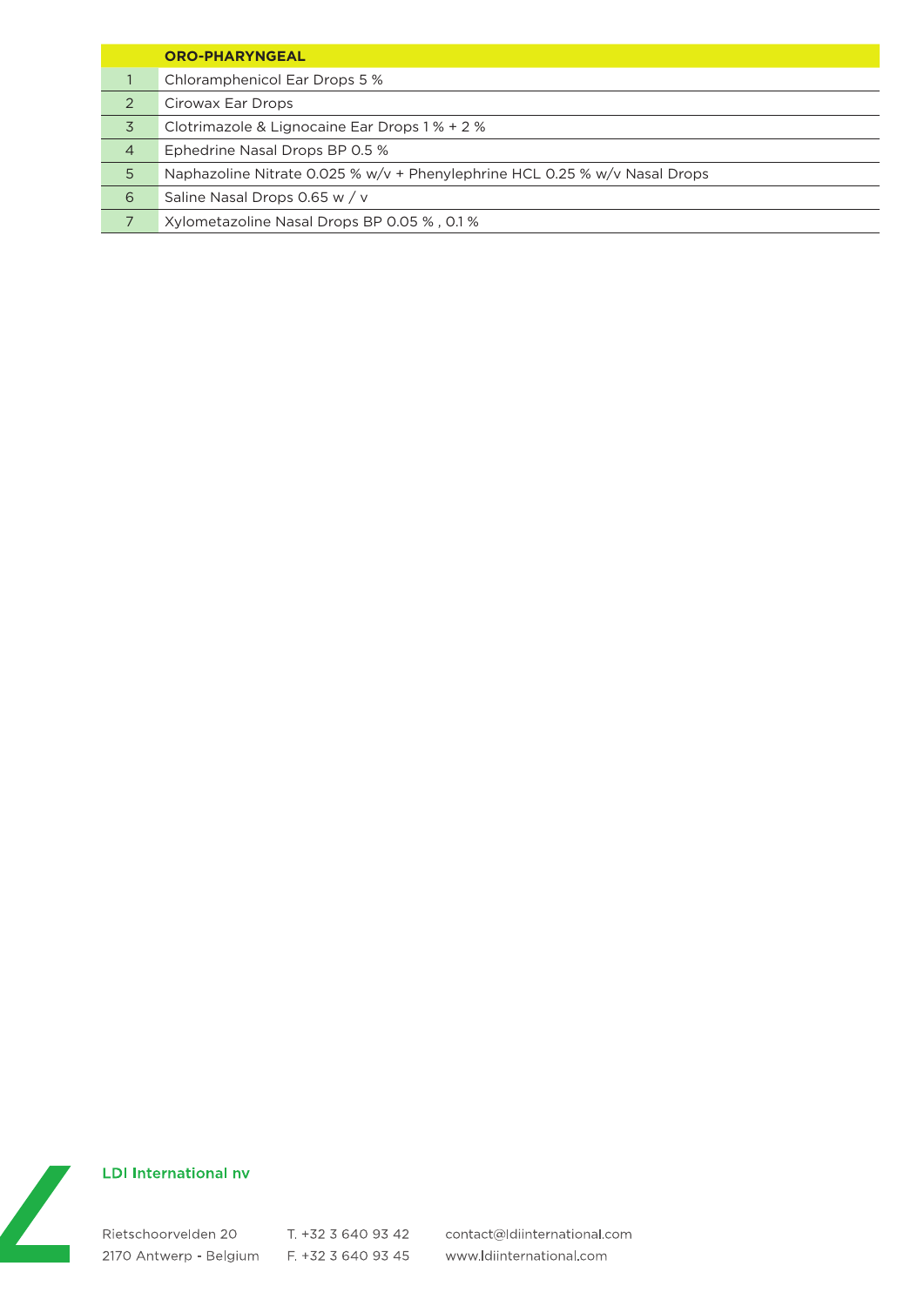| | ORO-PHARYNGEAL |
|---|---|
| 1 | Chloramphenicol Ear Drops 5 % |
| 2 | Cirowax Ear Drops |
| 3 | Clotrimazole & Lignocaine Ear Drops 1 % + 2 % |
| 4 | Ephedrine Nasal Drops BP 0.5 % |
| 5 | Naphazoline Nitrate 0.025 % w/v + Phenylephrine HCL 0.25 % w/v Nasal Drops |
| 6 | Saline Nasal Drops 0.65 w / v |
| 7 | Xylometazoline Nasal Drops BP 0.05 % , 0.1 % |

**LDI International nv**

Rietschoorvelden 20
2170 Antwerp - Belgium

T. +32 3 640 93 42
F. +32 3 640 93 45

contact@ldiinternational.com
www.ldiinternational.com